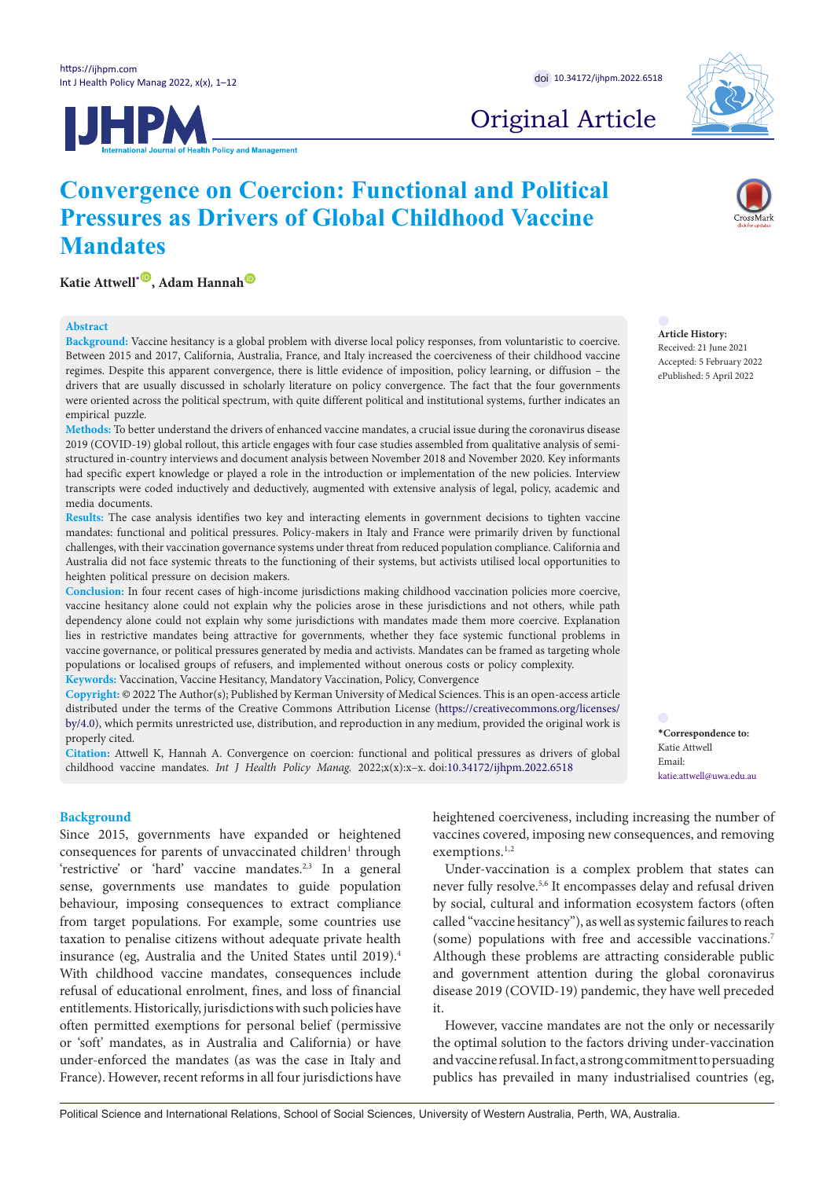Original Article

# Convergence on Coercion: Functional and Political Pressures as Drivers of Global Childhood Vaccine Mandates

**Katie Attwell*, Adam Hannah**

## Abstract

**Background:** Vaccine hesitancy is a global problem with diverse local policy responses, from voluntaristic to coercive. Between 2015 and 2017, California, Australia, France, and Italy increased the coerciveness of their childhood vaccine regimes. Despite this apparent convergence, there is little evidence of imposition, policy learning, or diffusion – the drivers that are usually discussed in scholarly literature on policy convergence. The fact that the four governments were oriented across the political spectrum, with quite different political and institutional systems, further indicates an empirical puzzle.

**Methods:** To better understand the drivers of enhanced vaccine mandates, a crucial issue during the coronavirus disease 2019 (COVID-19) global rollout, this article engages with four case studies assembled from qualitative analysis of semi-structured in-country interviews and document analysis between November 2018 and November 2020. Key informants had specific expert knowledge or played a role in the introduction or implementation of the new policies. Interview transcripts were coded inductively and deductively, augmented with extensive analysis of legal, policy, academic and media documents.

**Results:** The case analysis identifies two key and interacting elements in government decisions to tighten vaccine mandates: functional and political pressures. Policy-makers in Italy and France were primarily driven by functional challenges, with their vaccination governance systems under threat from reduced population compliance. California and Australia did not face systemic threats to the functioning of their systems, but activists utilised local opportunities to heighten political pressure on decision makers.

**Conclusion:** In four recent cases of high-income jurisdictions making childhood vaccination policies more coercive, vaccine hesitancy alone could not explain why the policies arose in these jurisdictions and not others, while path dependency alone could not explain why some jurisdictions with mandates made them more coercive. Explanation lies in restrictive mandates being attractive for governments, whether they face systemic functional problems in vaccine governance, or political pressures generated by media and activists. Mandates can be framed as targeting whole populations or localised groups of refusers, and implemented without onerous costs or policy complexity.

**Keywords:** Vaccination, Vaccine Hesitancy, Mandatory Vaccination, Policy, Convergence

**Copyright:** © 2022 The Author(s); Published by Kerman University of Medical Sciences. This is an open-access article distributed under the terms of the Creative Commons Attribution License (https://creativecommons.org/licenses/by/4.0), which permits unrestricted use, distribution, and reproduction in any medium, provided the original work is properly cited.

**Citation:** Attwell K, Hannah A. Convergence on coercion: functional and political pressures as drivers of global childhood vaccine mandates. *Int J Health Policy Manag.* 2022;x(x):x–x. doi:10.34172/ijhpm.2022.6518

**Article History:**
Received: 21 June 2021
Accepted: 5 February 2022
ePublished: 5 April 2022

***Correspondence to:**
Katie Attwell
Email: katie.attwell@uwa.edu.au

## Background

Since 2015, governments have expanded or heightened consequences for parents of unvaccinated children[1] through 'restrictive' or 'hard' vaccine mandates.[2,3] In a general sense, governments use mandates to guide population behaviour, imposing consequences to extract compliance from target populations. For example, some countries use taxation to penalise citizens without adequate private health insurance (eg, Australia and the United States until 2019).[4] With childhood vaccine mandates, consequences include refusal of educational enrolment, fines, and loss of financial entitlements. Historically, jurisdictions with such policies have often permitted exemptions for personal belief (permissive or 'soft' mandates, as in Australia and California) or have under-enforced the mandates (as was the case in Italy and France). However, recent reforms in all four jurisdictions have heightened coerciveness, including increasing the number of vaccines covered, imposing new consequences, and removing exemptions.[1,2]

Under-vaccination is a complex problem that states can never fully resolve.[5,6] It encompasses delay and refusal driven by social, cultural and information ecosystem factors (often called "vaccine hesitancy"), as well as systemic failures to reach (some) populations with free and accessible vaccinations.[7] Although these problems are attracting considerable public and government attention during the global coronavirus disease 2019 (COVID-19) pandemic, they have well preceded it.

However, vaccine mandates are not the only or necessarily the optimal solution to the factors driving under-vaccination and vaccine refusal. In fact, a strong commitment to persuading publics has prevailed in many industrialised countries (eg,

Political Science and International Relations, School of Social Sciences, University of Western Australia, Perth, WA, Australia.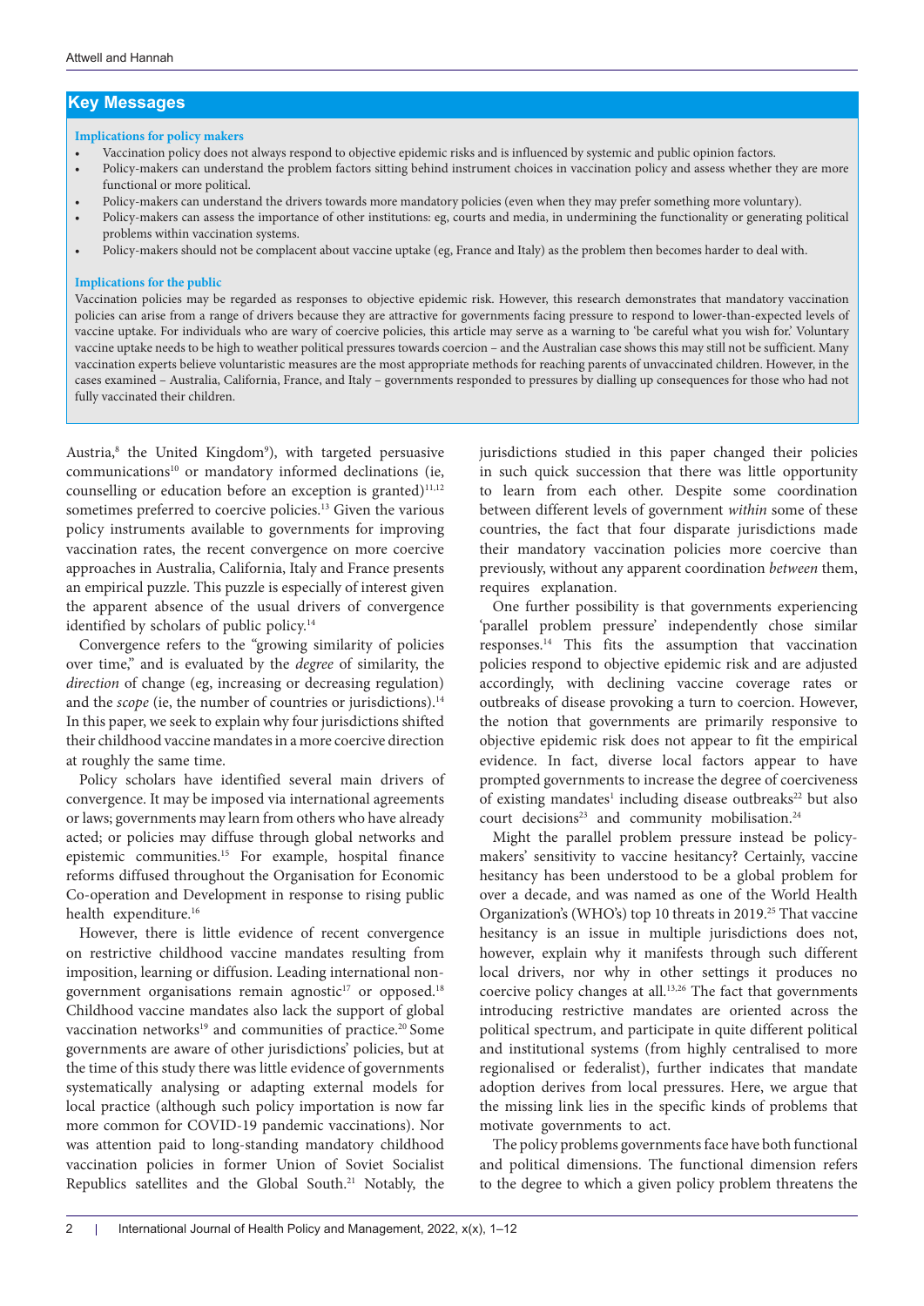## Key Messages

**Implications for policy makers**

- Vaccination policy does not always respond to objective epidemic risks and is influenced by systemic and public opinion factors.
- Policy-makers can understand the problem factors sitting behind instrument choices in vaccination policy and assess whether they are more functional or more political.
- Policy-makers can understand the drivers towards more mandatory policies (even when they may prefer something more voluntary).
- Policy-makers can assess the importance of other institutions: eg, courts and media, in undermining the functionality or generating political problems within vaccination systems.
- Policy-makers should not be complacent about vaccine uptake (eg, France and Italy) as the problem then becomes harder to deal with.

**Implications for the public**

Vaccination policies may be regarded as responses to objective epidemic risk. However, this research demonstrates that mandatory vaccination policies can arise from a range of drivers because they are attractive for governments facing pressure to respond to lower-than-expected levels of vaccine uptake. For individuals who are wary of coercive policies, this article may serve as a warning to 'be careful what you wish for.' Voluntary vaccine uptake needs to be high to weather political pressures towards coercion – and the Australian case shows this may still not be sufficient. Many vaccination experts believe voluntaristic measures are the most appropriate methods for reaching parents of unvaccinated children. However, in the cases examined – Australia, California, France, and Italy – governments responded to pressures by dialling up consequences for those who had not fully vaccinated their children.

Austria,[8] the United Kingdom[9]), with targeted persuasive communications[10] or mandatory informed declinations (ie, counselling or education before an exception is granted)[11,12] sometimes preferred to coercive policies.[13] Given the various policy instruments available to governments for improving vaccination rates, the recent convergence on more coercive approaches in Australia, California, Italy and France presents an empirical puzzle. This puzzle is especially of interest given the apparent absence of the usual drivers of convergence identified by scholars of public policy.[14]

Convergence refers to the "growing similarity of policies over time," and is evaluated by the *degree* of similarity, the *direction* of change (eg, increasing or decreasing regulation) and the *scope* (ie, the number of countries or jurisdictions).[14] In this paper, we seek to explain why four jurisdictions shifted their childhood vaccine mandates in a more coercive direction at roughly the same time.

Policy scholars have identified several main drivers of convergence. It may be imposed via international agreements or laws; governments may learn from others who have already acted; or policies may diffuse through global networks and epistemic communities.[15] For example, hospital finance reforms diffused throughout the Organisation for Economic Co-operation and Development in response to rising public health expenditure.[16]

However, there is little evidence of recent convergence on restrictive childhood vaccine mandates resulting from imposition, learning or diffusion. Leading international non-government organisations remain agnostic[17] or opposed.[18] Childhood vaccine mandates also lack the support of global vaccination networks[19] and communities of practice.[20] Some governments are aware of other jurisdictions' policies, but at the time of this study there was little evidence of governments systematically analysing or adapting external models for local practice (although such policy importation is now far more common for COVID-19 pandemic vaccinations). Nor was attention paid to long-standing mandatory childhood vaccination policies in former Union of Soviet Socialist Republics satellites and the Global South.[21] Notably, the jurisdictions studied in this paper changed their policies in such quick succession that there was little opportunity to learn from each other. Despite some coordination between different levels of government *within* some of these countries, the fact that four disparate jurisdictions made their mandatory vaccination policies more coercive than previously, without any apparent coordination *between* them, requires explanation.

One further possibility is that governments experiencing 'parallel problem pressure' independently chose similar responses.[14] This fits the assumption that vaccination policies respond to objective epidemic risk and are adjusted accordingly, with declining vaccine coverage rates or outbreaks of disease provoking a turn to coercion. However, the notion that governments are primarily responsive to objective epidemic risk does not appear to fit the empirical evidence. In fact, diverse local factors appear to have prompted governments to increase the degree of coerciveness of existing mandates[1] including disease outbreaks[22] but also court decisions[23] and community mobilisation.[24]

Might the parallel problem pressure instead be policy-makers' sensitivity to vaccine hesitancy? Certainly, vaccine hesitancy has been understood to be a global problem for over a decade, and was named as one of the World Health Organization's (WHO's) top 10 threats in 2019.[25] That vaccine hesitancy is an issue in multiple jurisdictions does not, however, explain why it manifests through such different local drivers, nor why in other settings it produces no coercive policy changes at all.[13,26] The fact that governments introducing restrictive mandates are oriented across the political spectrum, and participate in quite different political and institutional systems (from highly centralised to more regionalised or federalist), further indicates that mandate adoption derives from local pressures. Here, we argue that the missing link lies in the specific kinds of problems that motivate governments to act.

The policy problems governments face have both functional and political dimensions. The functional dimension refers to the degree to which a given policy problem threatens the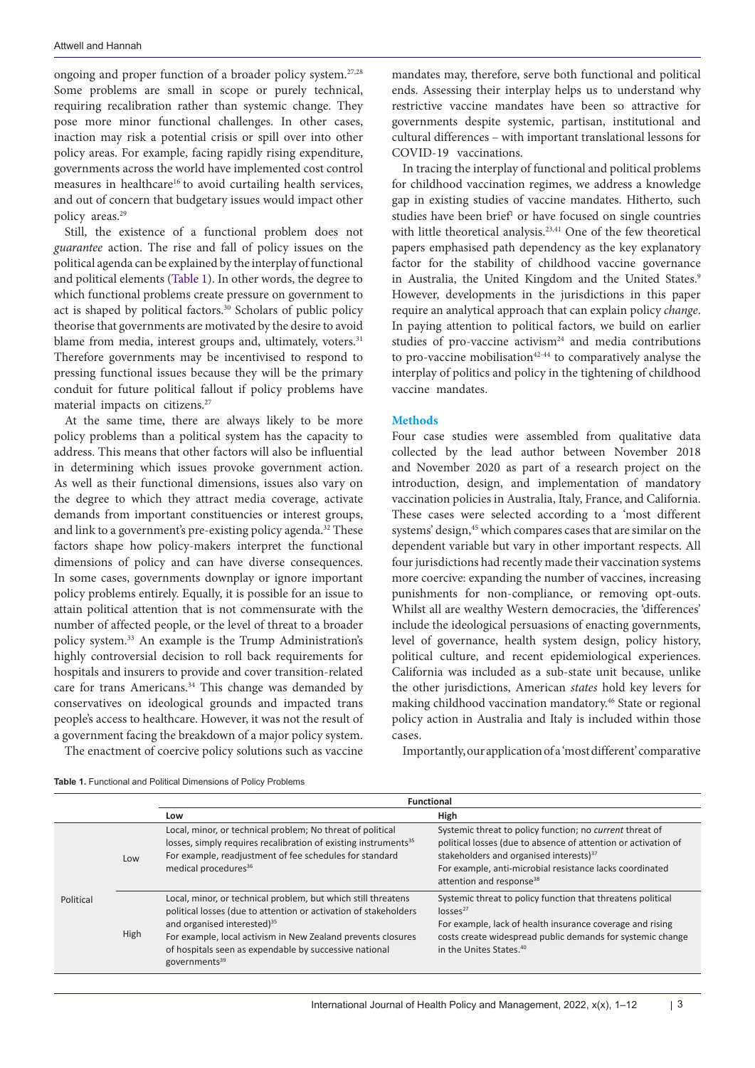ongoing and proper function of a broader policy system.[27,28] Some problems are small in scope or purely technical, requiring recalibration rather than systemic change. They pose more minor functional challenges. In other cases, inaction may risk a potential crisis or spill over into other policy areas. For example, facing rapidly rising expenditure, governments across the world have implemented cost control measures in healthcare[16] to avoid curtailing health services, and out of concern that budgetary issues would impact other policy areas.[29]

Still, the existence of a functional problem does not *guarantee* action. The rise and fall of policy issues on the political agenda can be explained by the interplay of functional and political elements (Table 1). In other words, the degree to which functional problems create pressure on government to act is shaped by political factors.[30] Scholars of public policy theorise that governments are motivated by the desire to avoid blame from media, interest groups and, ultimately, voters.[31] Therefore governments may be incentivised to respond to pressing functional issues because they will be the primary conduit for future political fallout if policy problems have material impacts on citizens.[27]

At the same time, there are always likely to be more policy problems than a political system has the capacity to address. This means that other factors will also be influential in determining which issues provoke government action. As well as their functional dimensions, issues also vary on the degree to which they attract media coverage, activate demands from important constituencies or interest groups, and link to a government's pre-existing policy agenda.[32] These factors shape how policy-makers interpret the functional dimensions of policy and can have diverse consequences. In some cases, governments downplay or ignore important policy problems entirely. Equally, it is possible for an issue to attain political attention that is not commensurate with the number of affected people, or the level of threat to a broader policy system.[33] An example is the Trump Administration's highly controversial decision to roll back requirements for hospitals and insurers to provide and cover transition-related care for trans Americans.[34] This change was demanded by conservatives on ideological grounds and impacted trans people's access to healthcare. However, it was not the result of a government facing the breakdown of a major policy system.

The enactment of coercive policy solutions such as vaccine mandates may, therefore, serve both functional and political ends. Assessing their interplay helps us to understand why restrictive vaccine mandates have been so attractive for governments despite systemic, partisan, institutional and cultural differences – with important translational lessons for COVID-19 vaccinations.

In tracing the interplay of functional and political problems for childhood vaccination regimes, we address a knowledge gap in existing studies of vaccine mandates. Hitherto, such studies have been brief[1] or have focused on single countries with little theoretical analysis.[23,41] One of the few theoretical papers emphasised path dependency as the key explanatory factor for the stability of childhood vaccine governance in Australia, the United Kingdom and the United States.[9] However, developments in the jurisdictions in this paper require an analytical approach that can explain policy *change*. In paying attention to political factors, we build on earlier studies of pro-vaccine activism[24] and media contributions to pro-vaccine mobilisation[42-44] to comparatively analyse the interplay of politics and policy in the tightening of childhood vaccine mandates.

## Methods

Four case studies were assembled from qualitative data collected by the lead author between November 2018 and November 2020 as part of a research project on the introduction, design, and implementation of mandatory vaccination policies in Australia, Italy, France, and California. These cases were selected according to a 'most different systems' design,[45] which compares cases that are similar on the dependent variable but vary in other important respects. All four jurisdictions had recently made their vaccination systems more coercive: expanding the number of vaccines, increasing punishments for non-compliance, or removing opt-outs. Whilst all are wealthy Western democracies, the 'differences' include the ideological persuasions of enacting governments, level of governance, health system design, policy history, political culture, and recent epidemiological experiences. California was included as a sub-state unit because, unlike the other jurisdictions, American *states* hold key levers for making childhood vaccination mandatory.[46] State or regional policy action in Australia and Italy is included within those cases.

Importantly, our application of a 'most different' comparative

**Table 1.** Functional and Political Dimensions of Policy Problems

| | | Functional | |
|---|---|---|---|
| | | **Low** | **High** |
| Political | Low | Local, minor, or technical problem; No threat of political losses, simply requires recalibration of existing instruments[35]<br>For example, readjustment of fee schedules for standard medical procedures[36] | Systemic threat to policy function; no *current* threat of political losses (due to absence of attention or activation of stakeholders and organised interests)[37]<br>For example, anti-microbial resistance lacks coordinated attention and response[38] |
| | High | Local, minor, or technical problem, but which still threatens political losses (due to attention or activation of stakeholders and organised interested)[35]<br>For example, local activism in New Zealand prevents closures of hospitals seen as expendable by successive national governments[39] | Systemic threat to policy function that threatens political losses[27]<br>For example, lack of health insurance coverage and rising costs create widespread public demands for systemic change in the Unites States.[40] |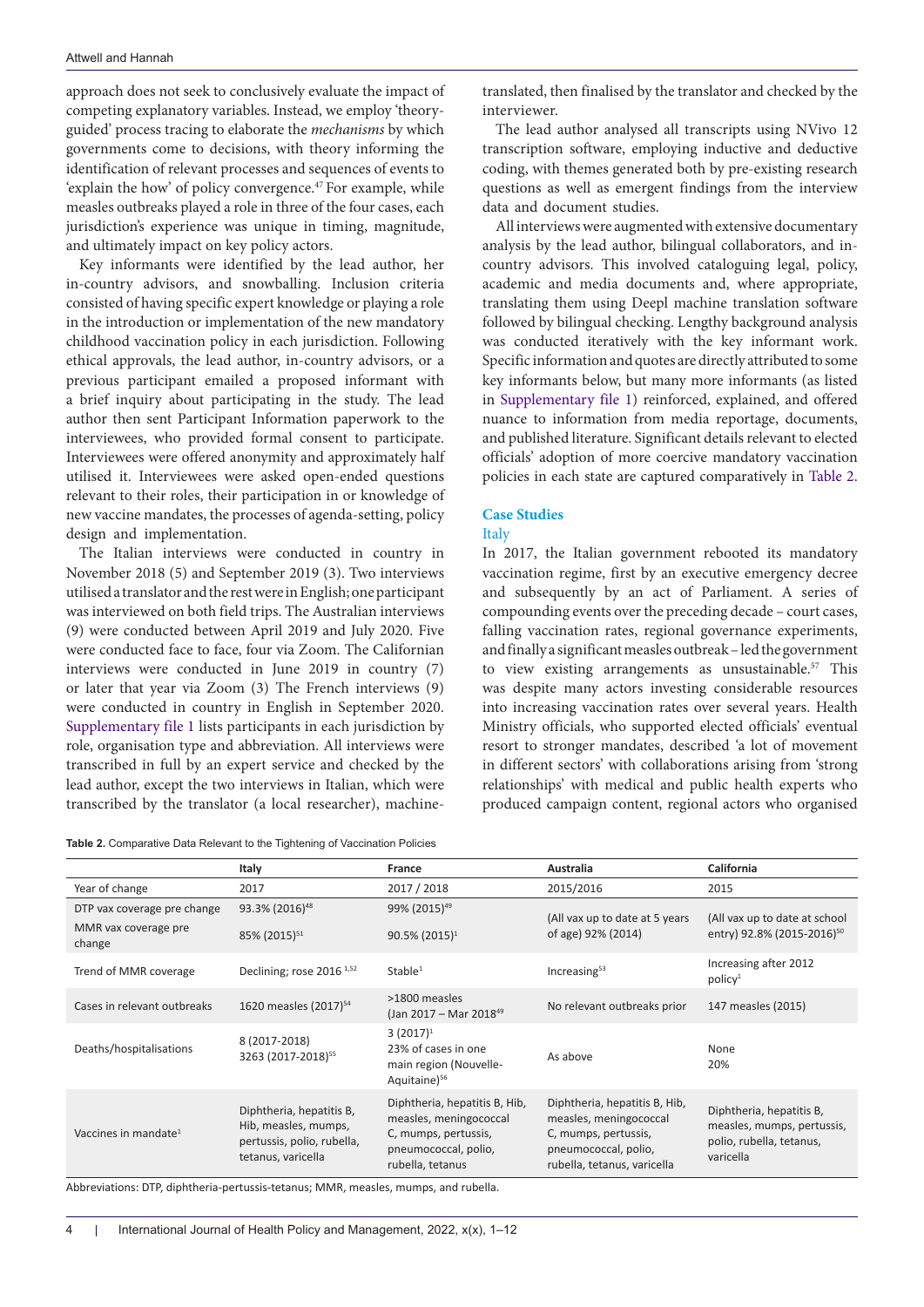approach does not seek to conclusively evaluate the impact of competing explanatory variables. Instead, we employ 'theory-guided' process tracing to elaborate the *mechanisms* by which governments come to decisions, with theory informing the identification of relevant processes and sequences of events to 'explain the how' of policy convergence.[47] For example, while measles outbreaks played a role in three of the four cases, each jurisdiction's experience was unique in timing, magnitude, and ultimately impact on key policy actors.

Key informants were identified by the lead author, her in-country advisors, and snowballing. Inclusion criteria consisted of having specific expert knowledge or playing a role in the introduction or implementation of the new mandatory childhood vaccination policy in each jurisdiction. Following ethical approvals, the lead author, in-country advisors, or a previous participant emailed a proposed informant with a brief inquiry about participating in the study. The lead author then sent Participant Information paperwork to the interviewees, who provided formal consent to participate. Interviewees were offered anonymity and approximately half utilised it. Interviewees were asked open-ended questions relevant to their roles, their participation in or knowledge of new vaccine mandates, the processes of agenda-setting, policy design and implementation.

The Italian interviews were conducted in country in November 2018 (5) and September 2019 (3). Two interviews utilised a translator and the rest were in English; one participant was interviewed on both field trips. The Australian interviews (9) were conducted between April 2019 and July 2020. Five were conducted face to face, four via Zoom. The Californian interviews were conducted in June 2019 in country (7) or later that year via Zoom (3) The French interviews (9) were conducted in country in English in September 2020. Supplementary file 1 lists participants in each jurisdiction by role, organisation type and abbreviation. All interviews were transcribed in full by an expert service and checked by the lead author, except the two interviews in Italian, which were transcribed by the translator (a local researcher), machine-translated, then finalised by the translator and checked by the interviewer.

The lead author analysed all transcripts using NVivo 12 transcription software, employing inductive and deductive coding, with themes generated both by pre-existing research questions as well as emergent findings from the interview data and document studies.

All interviews were augmented with extensive documentary analysis by the lead author, bilingual collaborators, and in-country advisors. This involved cataloguing legal, policy, academic and media documents and, where appropriate, translating them using Deepl machine translation software followed by bilingual checking. Lengthy background analysis was conducted iteratively with the key informant work. Specific information and quotes are directly attributed to some key informants below, but many more informants (as listed in Supplementary file 1) reinforced, explained, and offered nuance to information from media reportage, documents, and published literature. Significant details relevant to elected officials' adoption of more coercive mandatory vaccination policies in each state are captured comparatively in Table 2.

## Case Studies

### Italy

In 2017, the Italian government rebooted its mandatory vaccination regime, first by an executive emergency decree and subsequently by an act of Parliament. A series of compounding events over the preceding decade – court cases, falling vaccination rates, regional governance experiments, and finally a significant measles outbreak – led the government to view existing arrangements as unsustainable.[57] This was despite many actors investing considerable resources into increasing vaccination rates over several years. Health Ministry officials, who supported elected officials' eventual resort to stronger mandates, described 'a lot of movement in different sectors' with collaborations arising from 'strong relationships' with medical and public health experts who produced campaign content, regional actors who organised

**Table 2.** Comparative Data Relevant to the Tightening of Vaccination Policies

| | Italy | France | Australia | California |
|---|---|---|---|---|
| Year of change | 2017 | 2017 / 2018 | 2015/2016 | 2015 |
| DTP vax coverage pre change | 93.3% (2016)[48] | 99% (2015)[49] | (All vax up to date at 5 years of age) 92% (2014) | (All vax up to date at school entry) 92.8% (2015-2016)[50] |
| MMR vax coverage pre change | 85% (2015)[51] | 90.5% (2015)[1] | | |
| Trend of MMR coverage | Declining; rose 2016 [1,52] | Stable[1] | Increasing[53] | Increasing after 2012 policy[1] |
| Cases in relevant outbreaks | 1620 measles (2017)[54] | >1800 measles (Jan 2017 – Mar 2018[49] | No relevant outbreaks prior | 147 measles (2015) |
| Deaths/hospitalisations | 8 (2017-2018) 3263 (2017-2018)[55] | 3 (2017)[1] 23% of cases in one main region (Nouvelle-Aquitaine)[56] | As above | None 20% |
| Vaccines in mandate[1] | Diphtheria, hepatitis B, Hib, measles, mumps, pertussis, polio, rubella, tetanus, varicella | Diphtheria, hepatitis B, Hib, measles, meningococcal C, mumps, pertussis, pneumococcal, polio, rubella, tetanus | Diphtheria, hepatitis B, Hib, measles, meningococcal C, mumps, pertussis, pneumococcal, polio, rubella, tetanus, varicella | Diphtheria, hepatitis B, measles, mumps, pertussis, polio, rubella, tetanus, varicella |

Abbreviations: DTP, diphtheria-pertussis-tetanus; MMR, measles, mumps, and rubella.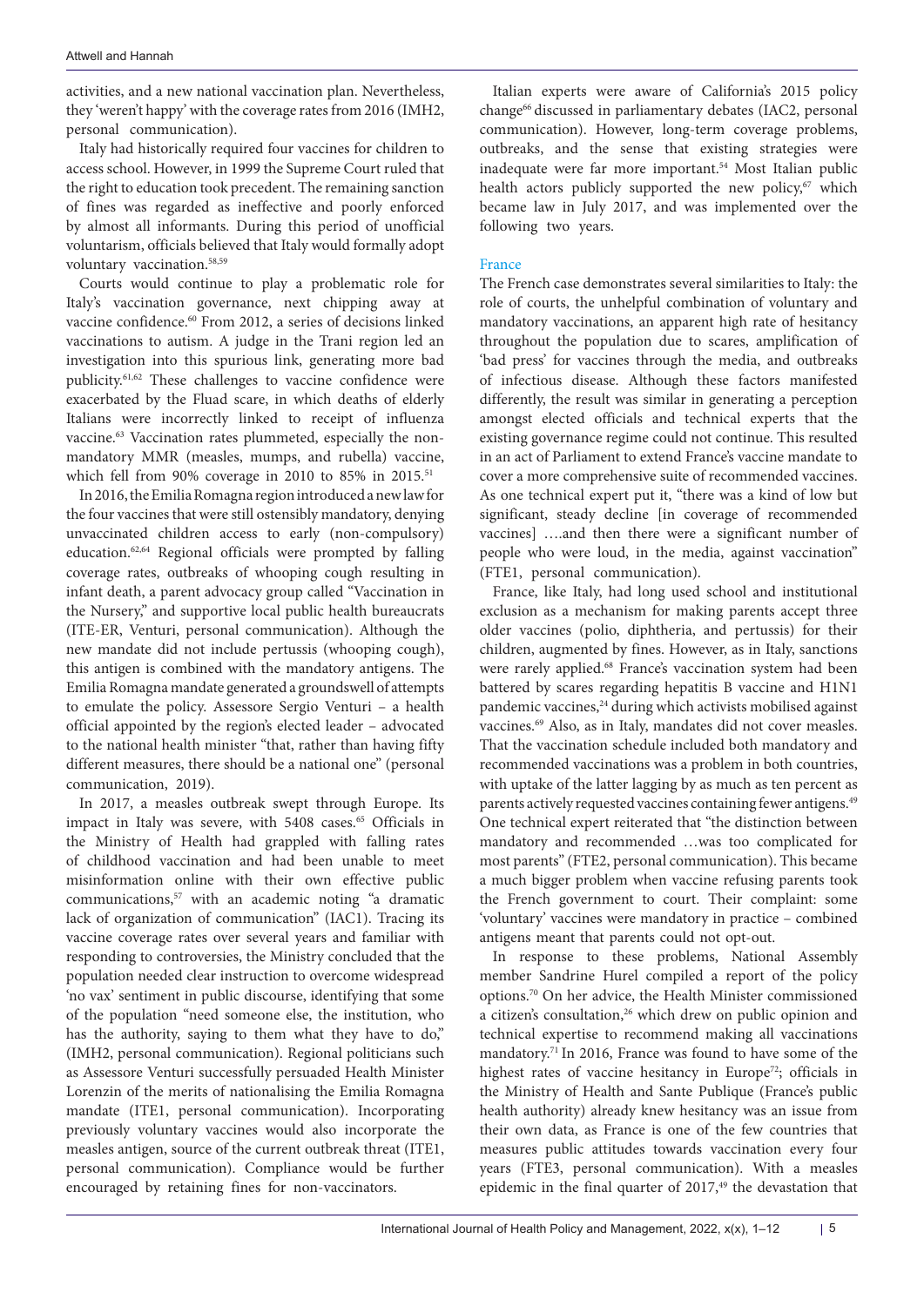activities, and a new national vaccination plan. Nevertheless, they 'weren't happy' with the coverage rates from 2016 (IMH2, personal communication).

Italy had historically required four vaccines for children to access school. However, in 1999 the Supreme Court ruled that the right to education took precedent. The remaining sanction of fines was regarded as ineffective and poorly enforced by almost all informants. During this period of unofficial voluntarism, officials believed that Italy would formally adopt voluntary vaccination.[58,59]

Courts would continue to play a problematic role for Italy's vaccination governance, next chipping away at vaccine confidence.[60] From 2012, a series of decisions linked vaccinations to autism. A judge in the Trani region led an investigation into this spurious link, generating more bad publicity.[61,62] These challenges to vaccine confidence were exacerbated by the Fluad scare, in which deaths of elderly Italians were incorrectly linked to receipt of influenza vaccine.[63] Vaccination rates plummeted, especially the non-mandatory MMR (measles, mumps, and rubella) vaccine, which fell from 90% coverage in 2010 to 85% in 2015.[51]

In 2016, the Emilia Romagna region introduced a new law for the four vaccines that were still ostensibly mandatory, denying unvaccinated children access to early (non-compulsory) education.[62,64] Regional officials were prompted by falling coverage rates, outbreaks of whooping cough resulting in infant death, a parent advocacy group called "Vaccination in the Nursery," and supportive local public health bureaucrats (ITE-ER, Venturi, personal communication). Although the new mandate did not include pertussis (whooping cough), this antigen is combined with the mandatory antigens. The Emilia Romagna mandate generated a groundswell of attempts to emulate the policy. Assessore Sergio Venturi – a health official appointed by the region's elected leader – advocated to the national health minister "that, rather than having fifty different measures, there should be a national one" (personal communication, 2019).

In 2017, a measles outbreak swept through Europe. Its impact in Italy was severe, with 5408 cases.[65] Officials in the Ministry of Health had grappled with falling rates of childhood vaccination and had been unable to meet misinformation online with their own effective public communications,[57] with an academic noting "a dramatic lack of organization of communication" (IAC1). Tracing its vaccine coverage rates over several years and familiar with responding to controversies, the Ministry concluded that the population needed clear instruction to overcome widespread 'no vax' sentiment in public discourse, identifying that some of the population "need someone else, the institution, who has the authority, saying to them what they have to do," (IMH2, personal communication). Regional politicians such as Assessore Venturi successfully persuaded Health Minister Lorenzin of the merits of nationalising the Emilia Romagna mandate (ITE1, personal communication). Incorporating previously voluntary vaccines would also incorporate the measles antigen, source of the current outbreak threat (ITE1, personal communication). Compliance would be further encouraged by retaining fines for non-vaccinators.

Italian experts were aware of California's 2015 policy change[66] discussed in parliamentary debates (IAC2, personal communication). However, long-term coverage problems, outbreaks, and the sense that existing strategies were inadequate were far more important.[54] Most Italian public health actors publicly supported the new policy,[67] which became law in July 2017, and was implemented over the following two years.

### France

The French case demonstrates several similarities to Italy: the role of courts, the unhelpful combination of voluntary and mandatory vaccinations, an apparent high rate of hesitancy throughout the population due to scares, amplification of 'bad press' for vaccines through the media, and outbreaks of infectious disease. Although these factors manifested differently, the result was similar in generating a perception amongst elected officials and technical experts that the existing governance regime could not continue. This resulted in an act of Parliament to extend France's vaccine mandate to cover a more comprehensive suite of recommended vaccines. As one technical expert put it, "there was a kind of low but significant, steady decline [in coverage of recommended vaccines] ….and then there were a significant number of people who were loud, in the media, against vaccination" (FTE1, personal communication).

France, like Italy, had long used school and institutional exclusion as a mechanism for making parents accept three older vaccines (polio, diphtheria, and pertussis) for their children, augmented by fines. However, as in Italy, sanctions were rarely applied.[68] France's vaccination system had been battered by scares regarding hepatitis B vaccine and H1N1 pandemic vaccines,[24] during which activists mobilised against vaccines.[69] Also, as in Italy, mandates did not cover measles. That the vaccination schedule included both mandatory and recommended vaccinations was a problem in both countries, with uptake of the latter lagging by as much as ten percent as parents actively requested vaccines containing fewer antigens.[49] One technical expert reiterated that "the distinction between mandatory and recommended …was too complicated for most parents" (FTE2, personal communication). This became a much bigger problem when vaccine refusing parents took the French government to court. Their complaint: some 'voluntary' vaccines were mandatory in practice – combined antigens meant that parents could not opt-out.

In response to these problems, National Assembly member Sandrine Hurel compiled a report of the policy options.[70] On her advice, the Health Minister commissioned a citizen's consultation,[26] which drew on public opinion and technical expertise to recommend making all vaccinations mandatory.[71] In 2016, France was found to have some of the highest rates of vaccine hesitancy in Europe[72]; officials in the Ministry of Health and Sante Publique (France's public health authority) already knew hesitancy was an issue from their own data, as France is one of the few countries that measures public attitudes towards vaccination every four years (FTE3, personal communication). With a measles epidemic in the final quarter of 2017,[49] the devastation that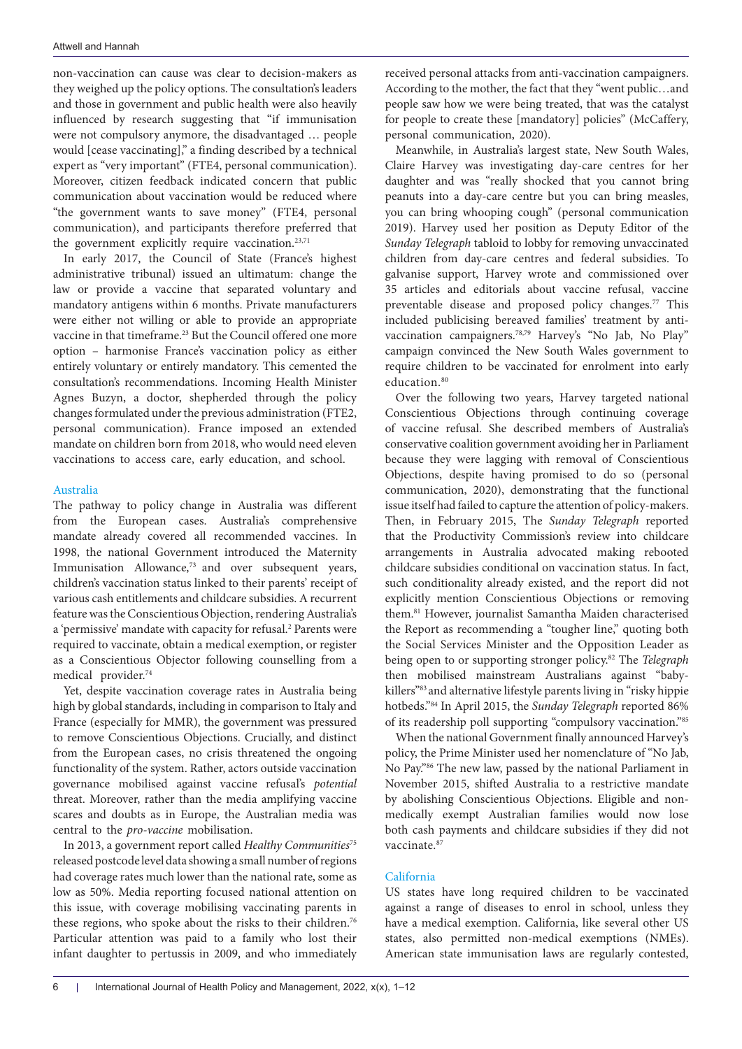non-vaccination can cause was clear to decision-makers as they weighed up the policy options. The consultation's leaders and those in government and public health were also heavily influenced by research suggesting that "if immunisation were not compulsory anymore, the disadvantaged … people would [cease vaccinating]," a finding described by a technical expert as "very important" (FTE4, personal communication). Moreover, citizen feedback indicated concern that public communication about vaccination would be reduced where "the government wants to save money" (FTE4, personal communication), and participants therefore preferred that the government explicitly require vaccination.[23,71]

In early 2017, the Council of State (France's highest administrative tribunal) issued an ultimatum: change the law or provide a vaccine that separated voluntary and mandatory antigens within 6 months. Private manufacturers were either not willing or able to provide an appropriate vaccine in that timeframe.[23] But the Council offered one more option – harmonise France's vaccination policy as either entirely voluntary or entirely mandatory. This cemented the consultation's recommendations. Incoming Health Minister Agnes Buzyn, a doctor, shepherded through the policy changes formulated under the previous administration (FTE2, personal communication). France imposed an extended mandate on children born from 2018, who would need eleven vaccinations to access care, early education, and school.

### Australia

The pathway to policy change in Australia was different from the European cases. Australia's comprehensive mandate already covered all recommended vaccines. In 1998, the national Government introduced the Maternity Immunisation Allowance,[73] and over subsequent years, children's vaccination status linked to their parents' receipt of various cash entitlements and childcare subsidies. A recurrent feature was the Conscientious Objection, rendering Australia's a 'permissive' mandate with capacity for refusal.[2] Parents were required to vaccinate, obtain a medical exemption, or register as a Conscientious Objector following counselling from a medical provider.[74]

Yet, despite vaccination coverage rates in Australia being high by global standards, including in comparison to Italy and France (especially for MMR), the government was pressured to remove Conscientious Objections. Crucially, and distinct from the European cases, no crisis threatened the ongoing functionality of the system. Rather, actors outside vaccination governance mobilised against vaccine refusal's *potential* threat. Moreover, rather than the media amplifying vaccine scares and doubts as in Europe, the Australian media was central to the *pro-vaccine* mobilisation.

In 2013, a government report called *Healthy Communities*[75] released postcode level data showing a small number of regions had coverage rates much lower than the national rate, some as low as 50%. Media reporting focused national attention on this issue, with coverage mobilising vaccinating parents in these regions, who spoke about the risks to their children.[76] Particular attention was paid to a family who lost their infant daughter to pertussis in 2009, and who immediately received personal attacks from anti-vaccination campaigners. According to the mother, the fact that they "went public…and people saw how we were being treated, that was the catalyst for people to create these [mandatory] policies" (McCaffery, personal communication, 2020).

Meanwhile, in Australia's largest state, New South Wales, Claire Harvey was investigating day-care centres for her daughter and was "really shocked that you cannot bring peanuts into a day-care centre but you can bring measles, you can bring whooping cough" (personal communication 2019). Harvey used her position as Deputy Editor of the *Sunday Telegraph* tabloid to lobby for removing unvaccinated children from day-care centres and federal subsidies. To galvanise support, Harvey wrote and commissioned over 35 articles and editorials about vaccine refusal, vaccine preventable disease and proposed policy changes.[77] This included publicising bereaved families' treatment by anti-vaccination campaigners.[78,79] Harvey's "No Jab, No Play" campaign convinced the New South Wales government to require children to be vaccinated for enrolment into early education.[80]

Over the following two years, Harvey targeted national Conscientious Objections through continuing coverage of vaccine refusal. She described members of Australia's conservative coalition government avoiding her in Parliament because they were lagging with removal of Conscientious Objections, despite having promised to do so (personal communication, 2020), demonstrating that the functional issue itself had failed to capture the attention of policy-makers. Then, in February 2015, The *Sunday Telegraph* reported that the Productivity Commission's review into childcare arrangements in Australia advocated making rebooted childcare subsidies conditional on vaccination status. In fact, such conditionality already existed, and the report did not explicitly mention Conscientious Objections or removing them.[81] However, journalist Samantha Maiden characterised the Report as recommending a "tougher line," quoting both the Social Services Minister and the Opposition Leader as being open to or supporting stronger policy.[82] The *Telegraph* then mobilised mainstream Australians against "baby-killers"[83] and alternative lifestyle parents living in "risky hippie hotbeds."[84] In April 2015, the *Sunday Telegraph* reported 86% of its readership poll supporting "compulsory vaccination."[85]

When the national Government finally announced Harvey's policy, the Prime Minister used her nomenclature of "No Jab, No Pay."[86] The new law, passed by the national Parliament in November 2015, shifted Australia to a restrictive mandate by abolishing Conscientious Objections. Eligible and non-medically exempt Australian families would now lose both cash payments and childcare subsidies if they did not vaccinate.[87]

### California

US states have long required children to be vaccinated against a range of diseases to enrol in school, unless they have a medical exemption. California, like several other US states, also permitted non-medical exemptions (NMEs). American state immunisation laws are regularly contested,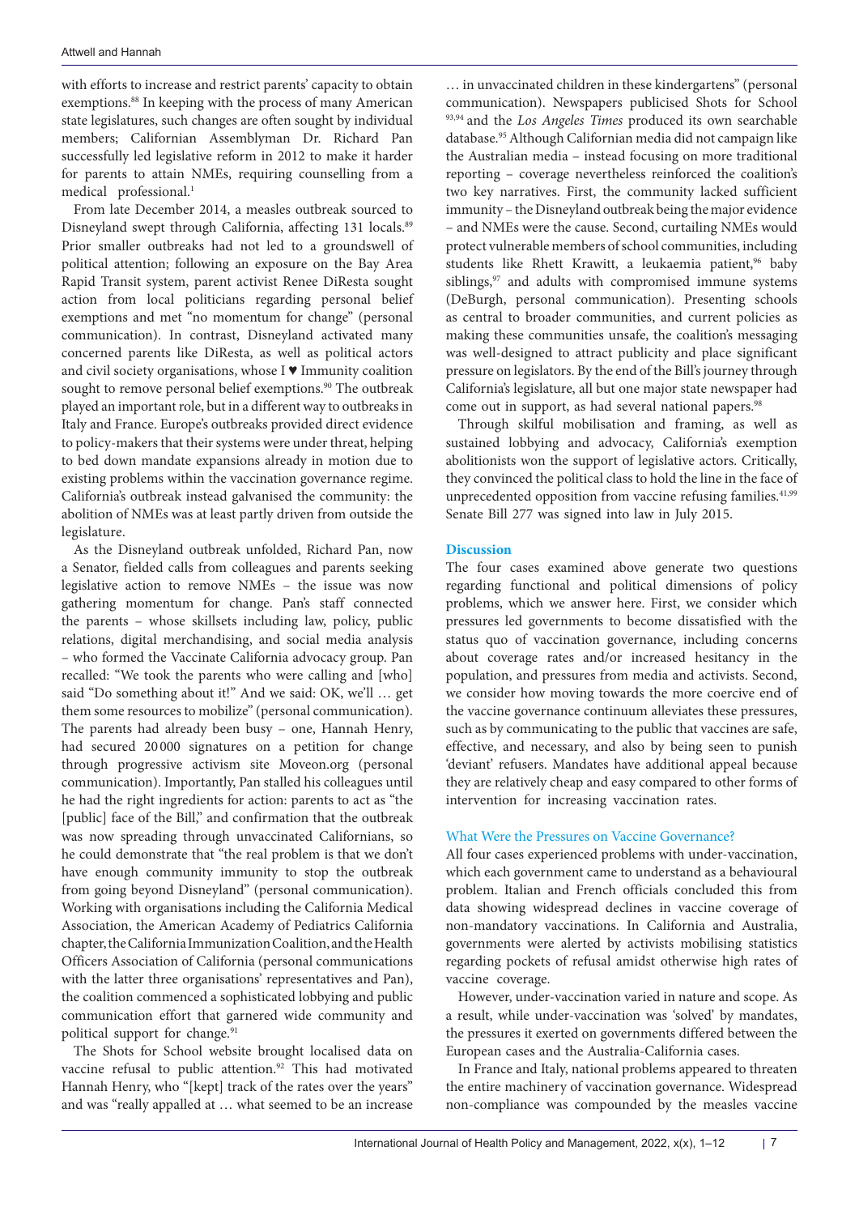with efforts to increase and restrict parents' capacity to obtain exemptions.[88] In keeping with the process of many American state legislatures, such changes are often sought by individual members; Californian Assemblyman Dr. Richard Pan successfully led legislative reform in 2012 to make it harder for parents to attain NMEs, requiring counselling from a medical professional.[1]

From late December 2014, a measles outbreak sourced to Disneyland swept through California, affecting 131 locals.[89] Prior smaller outbreaks had not led to a groundswell of political attention; following an exposure on the Bay Area Rapid Transit system, parent activist Renee DiResta sought action from local politicians regarding personal belief exemptions and met "no momentum for change" (personal communication). In contrast, Disneyland activated many concerned parents like DiResta, as well as political actors and civil society organisations, whose I ♥ Immunity coalition sought to remove personal belief exemptions.[90] The outbreak played an important role, but in a different way to outbreaks in Italy and France. Europe's outbreaks provided direct evidence to policy-makers that their systems were under threat, helping to bed down mandate expansions already in motion due to existing problems within the vaccination governance regime. California's outbreak instead galvanised the community: the abolition of NMEs was at least partly driven from outside the legislature.

As the Disneyland outbreak unfolded, Richard Pan, now a Senator, fielded calls from colleagues and parents seeking legislative action to remove NMEs – the issue was now gathering momentum for change. Pan's staff connected the parents – whose skillsets including law, policy, public relations, digital merchandising, and social media analysis – who formed the Vaccinate California advocacy group. Pan recalled: "We took the parents who were calling and [who] said "Do something about it!" And we said: OK, we'll … get them some resources to mobilize" (personal communication). The parents had already been busy – one, Hannah Henry, had secured 20 000 signatures on a petition for change through progressive activism site Moveon.org (personal communication). Importantly, Pan stalled his colleagues until he had the right ingredients for action: parents to act as "the [public] face of the Bill," and confirmation that the outbreak was now spreading through unvaccinated Californians, so he could demonstrate that "the real problem is that we don't have enough community immunity to stop the outbreak from going beyond Disneyland" (personal communication). Working with organisations including the California Medical Association, the American Academy of Pediatrics California chapter, the California Immunization Coalition, and the Health Officers Association of California (personal communications with the latter three organisations' representatives and Pan), the coalition commenced a sophisticated lobbying and public communication effort that garnered wide community and political support for change.[91]

The Shots for School website brought localised data on vaccine refusal to public attention.[92] This had motivated Hannah Henry, who "[kept] track of the rates over the years" and was "really appalled at … what seemed to be an increase … in unvaccinated children in these kindergartens" (personal communication). Newspapers publicised Shots for School[93,94] and the *Los Angeles Times* produced its own searchable database.[95] Although Californian media did not campaign like the Australian media – instead focusing on more traditional reporting – coverage nevertheless reinforced the coalition's two key narratives. First, the community lacked sufficient immunity – the Disneyland outbreak being the major evidence – and NMEs were the cause. Second, curtailing NMEs would protect vulnerable members of school communities, including students like Rhett Krawitt, a leukaemia patient,[96] baby siblings,[97] and adults with compromised immune systems (DeBurgh, personal communication). Presenting schools as central to broader communities, and current policies as making these communities unsafe, the coalition's messaging was well-designed to attract publicity and place significant pressure on legislators. By the end of the Bill's journey through California's legislature, all but one major state newspaper had come out in support, as had several national papers.[98]

Through skilful mobilisation and framing, as well as sustained lobbying and advocacy, California's exemption abolitionists won the support of legislative actors. Critically, they convinced the political class to hold the line in the face of unprecedented opposition from vaccine refusing families.[41,99] Senate Bill 277 was signed into law in July 2015.

## Discussion

The four cases examined above generate two questions regarding functional and political dimensions of policy problems, which we answer here. First, we consider which pressures led governments to become dissatisfied with the status quo of vaccination governance, including concerns about coverage rates and/or increased hesitancy in the population, and pressures from media and activists. Second, we consider how moving towards the more coercive end of the vaccine governance continuum alleviates these pressures, such as by communicating to the public that vaccines are safe, effective, and necessary, and also by being seen to punish 'deviant' refusers. Mandates have additional appeal because they are relatively cheap and easy compared to other forms of intervention for increasing vaccination rates.

### What Were the Pressures on Vaccine Governance?

All four cases experienced problems with under-vaccination, which each government came to understand as a behavioural problem. Italian and French officials concluded this from data showing widespread declines in vaccine coverage of non-mandatory vaccinations. In California and Australia, governments were alerted by activists mobilising statistics regarding pockets of refusal amidst otherwise high rates of vaccine coverage.

However, under-vaccination varied in nature and scope. As a result, while under-vaccination was 'solved' by mandates, the pressures it exerted on governments differed between the European cases and the Australia-California cases.

In France and Italy, national problems appeared to threaten the entire machinery of vaccination governance. Widespread non-compliance was compounded by the measles vaccine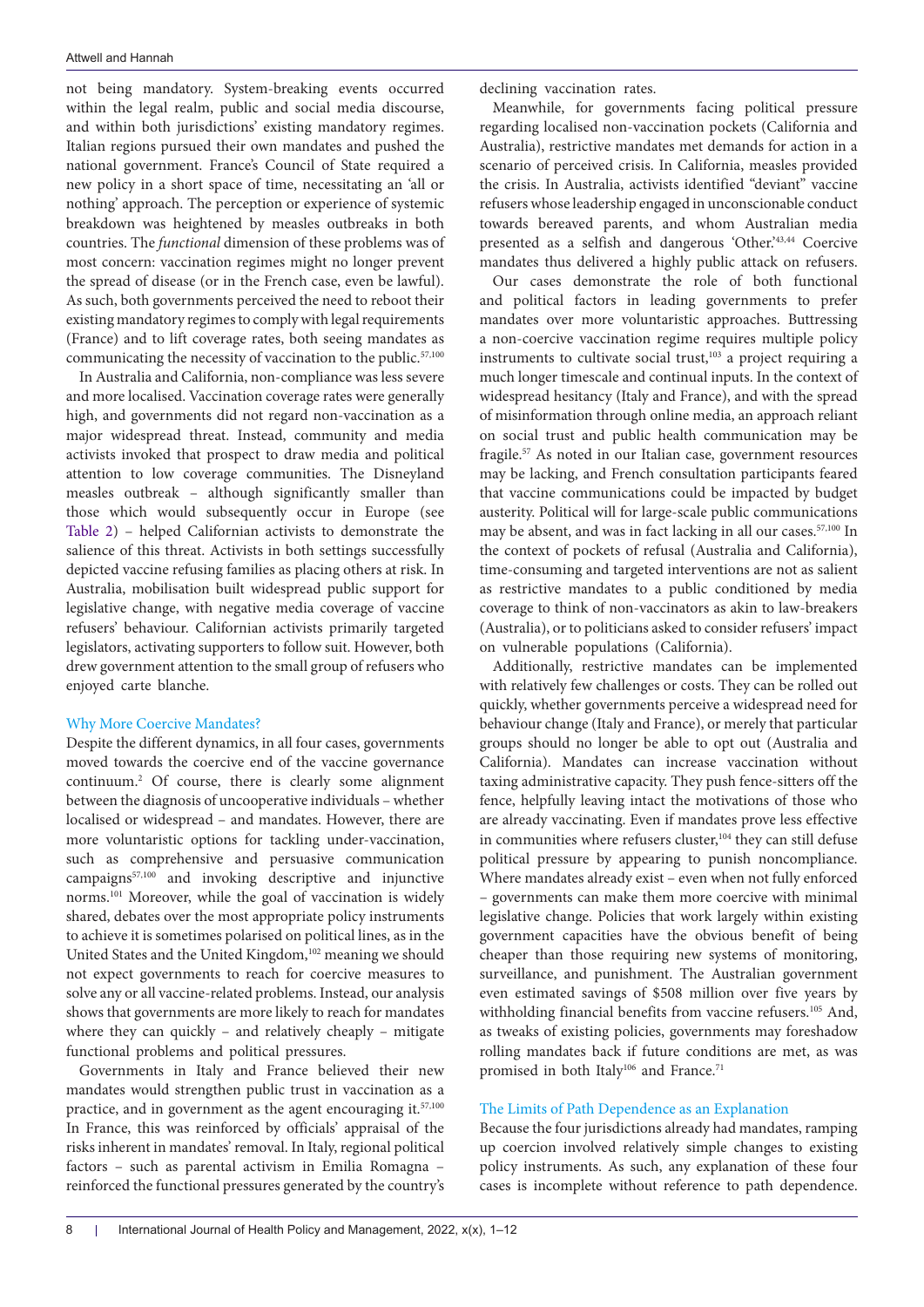not being mandatory. System-breaking events occurred within the legal realm, public and social media discourse, and within both jurisdictions' existing mandatory regimes. Italian regions pursued their own mandates and pushed the national government. France's Council of State required a new policy in a short space of time, necessitating an 'all or nothing' approach. The perception or experience of systemic breakdown was heightened by measles outbreaks in both countries. The *functional* dimension of these problems was of most concern: vaccination regimes might no longer prevent the spread of disease (or in the French case, even be lawful). As such, both governments perceived the need to reboot their existing mandatory regimes to comply with legal requirements (France) and to lift coverage rates, both seeing mandates as communicating the necessity of vaccination to the public.[57,100]

In Australia and California, non-compliance was less severe and more localised. Vaccination coverage rates were generally high, and governments did not regard non-vaccination as a major widespread threat. Instead, community and media activists invoked that prospect to draw media and political attention to low coverage communities. The Disneyland measles outbreak – although significantly smaller than those which would subsequently occur in Europe (see Table 2) – helped Californian activists to demonstrate the salience of this threat. Activists in both settings successfully depicted vaccine refusing families as placing others at risk. In Australia, mobilisation built widespread public support for legislative change, with negative media coverage of vaccine refusers' behaviour. Californian activists primarily targeted legislators, activating supporters to follow suit. However, both drew government attention to the small group of refusers who enjoyed carte blanche.

## Why More Coercive Mandates?

Despite the different dynamics, in all four cases, governments moved towards the coercive end of the vaccine governance continuum.[2] Of course, there is clearly some alignment between the diagnosis of uncooperative individuals – whether localised or widespread – and mandates. However, there are more voluntaristic options for tackling under-vaccination, such as comprehensive and persuasive communication campaigns[57,100] and invoking descriptive and injunctive norms.[101] Moreover, while the goal of vaccination is widely shared, debates over the most appropriate policy instruments to achieve it are sometimes polarised on political lines, as in the United States and the United Kingdom,[102] meaning we should not expect governments to reach for coercive measures to solve any or all vaccine-related problems. Instead, our analysis shows that governments are more likely to reach for mandates where they can quickly – and relatively cheaply – mitigate functional problems and political pressures.

Governments in Italy and France believed their new mandates would strengthen public trust in vaccination as a practice, and in government as the agent encouraging it.[57,100] In France, this was reinforced by officials' appraisal of the risks inherent in mandates' removal. In Italy, regional political factors – such as parental activism in Emilia Romagna – reinforced the functional pressures generated by the country's declining vaccination rates.

Meanwhile, for governments facing political pressure regarding localised non-vaccination pockets (California and Australia), restrictive mandates met demands for action in a scenario of perceived crisis. In California, measles provided the crisis. In Australia, activists identified "deviant" vaccine refusers whose leadership engaged in unconscionable conduct towards bereaved parents, and whom Australian media presented as a selfish and dangerous 'Other.'[43,44] Coercive mandates thus delivered a highly public attack on refusers.

Our cases demonstrate the role of both functional and political factors in leading governments to prefer mandates over more voluntaristic approaches. Buttressing a non-coercive vaccination regime requires multiple policy instruments to cultivate social trust,[103] a project requiring a much longer timescale and continual inputs. In the context of widespread hesitancy (Italy and France), and with the spread of misinformation through online media, an approach reliant on social trust and public health communication may be fragile.[57] As noted in our Italian case, government resources may be lacking, and French consultation participants feared that vaccine communications could be impacted by budget austerity. Political will for large-scale public communications may be absent, and was in fact lacking in all our cases.[57,100] In the context of pockets of refusal (Australia and California), time-consuming and targeted interventions are not as salient as restrictive mandates to a public conditioned by media coverage to think of non-vaccinators as akin to law-breakers (Australia), or to politicians asked to consider refusers' impact on vulnerable populations (California).

Additionally, restrictive mandates can be implemented with relatively few challenges or costs. They can be rolled out quickly, whether governments perceive a widespread need for behaviour change (Italy and France), or merely that particular groups should no longer be able to opt out (Australia and California). Mandates can increase vaccination without taxing administrative capacity. They push fence-sitters off the fence, helpfully leaving intact the motivations of those who are already vaccinating. Even if mandates prove less effective in communities where refusers cluster,[104] they can still defuse political pressure by appearing to punish noncompliance. Where mandates already exist – even when not fully enforced – governments can make them more coercive with minimal legislative change. Policies that work largely within existing government capacities have the obvious benefit of being cheaper than those requiring new systems of monitoring, surveillance, and punishment. The Australian government even estimated savings of $508 million over five years by withholding financial benefits from vaccine refusers.[105] And, as tweaks of existing policies, governments may foreshadow rolling mandates back if future conditions are met, as was promised in both Italy[106] and France.[71]

## The Limits of Path Dependence as an Explanation

Because the four jurisdictions already had mandates, ramping up coercion involved relatively simple changes to existing policy instruments. As such, any explanation of these four cases is incomplete without reference to path dependence.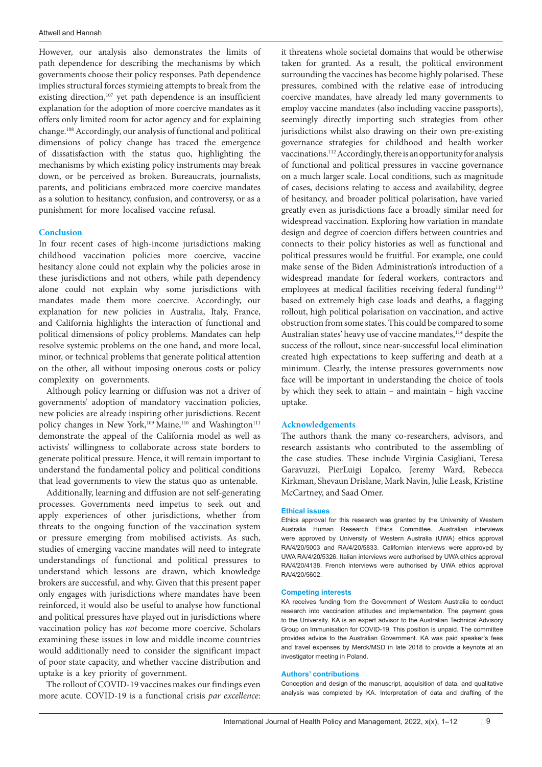However, our analysis also demonstrates the limits of path dependence for describing the mechanisms by which governments choose their policy responses. Path dependence implies structural forces stymieing attempts to break from the existing direction,[107] yet path dependence is an insufficient explanation for the adoption of more coercive mandates as it offers only limited room for actor agency and for explaining change.[108] Accordingly, our analysis of functional and political dimensions of policy change has traced the emergence of dissatisfaction with the status quo, highlighting the mechanisms by which existing policy instruments may break down, or be perceived as broken. Bureaucrats, journalists, parents, and politicians embraced more coercive mandates as a solution to hesitancy, confusion, and controversy, or as a punishment for more localised vaccine refusal.

## Conclusion

In four recent cases of high-income jurisdictions making childhood vaccination policies more coercive, vaccine hesitancy alone could not explain why the policies arose in these jurisdictions and not others, while path dependency alone could not explain why some jurisdictions with mandates made them more coercive. Accordingly, our explanation for new policies in Australia, Italy, France, and California highlights the interaction of functional and political dimensions of policy problems. Mandates can help resolve systemic problems on the one hand, and more local, minor, or technical problems that generate political attention on the other, all without imposing onerous costs or policy complexity on governments.

Although policy learning or diffusion was not a driver of governments' adoption of mandatory vaccination policies, new policies are already inspiring other jurisdictions. Recent policy changes in New York,[109] Maine,[110] and Washington[111] demonstrate the appeal of the California model as well as activists' willingness to collaborate across state borders to generate political pressure. Hence, it will remain important to understand the fundamental policy and political conditions that lead governments to view the status quo as untenable.

Additionally, learning and diffusion are not self-generating processes. Governments need impetus to seek out and apply experiences of other jurisdictions, whether from threats to the ongoing function of the vaccination system or pressure emerging from mobilised activists. As such, studies of emerging vaccine mandates will need to integrate understandings of functional and political pressures to understand which lessons are drawn, which knowledge brokers are successful, and why. Given that this present paper only engages with jurisdictions where mandates have been reinforced, it would also be useful to analyse how functional and political pressures have played out in jurisdictions where vaccination policy has *not* become more coercive. Scholars examining these issues in low and middle income countries would additionally need to consider the significant impact of poor state capacity, and whether vaccine distribution and uptake is a key priority of government.

The rollout of COVID-19 vaccines makes our findings even more acute. COVID-19 is a functional crisis *par excellence*: it threatens whole societal domains that would be otherwise taken for granted. As a result, the political environment surrounding the vaccines has become highly polarised. These pressures, combined with the relative ease of introducing coercive mandates, have already led many governments to employ vaccine mandates (also including vaccine passports), seemingly directly importing such strategies from other jurisdictions whilst also drawing on their own pre-existing governance strategies for childhood and health worker vaccinations.[112] Accordingly, there is an opportunity for analysis of functional and political pressures in vaccine governance on a much larger scale. Local conditions, such as magnitude of cases, decisions relating to access and availability, degree of hesitancy, and broader political polarisation, have varied greatly even as jurisdictions face a broadly similar need for widespread vaccination. Exploring how variation in mandate design and degree of coercion differs between countries and connects to their policy histories as well as functional and political pressures would be fruitful. For example, one could make sense of the Biden Administration's introduction of a widespread mandate for federal workers, contractors and employees at medical facilities receiving federal funding[113] based on extremely high case loads and deaths, a flagging rollout, high political polarisation on vaccination, and active obstruction from some states. This could be compared to some Australian states' heavy use of vaccine mandates,[114] despite the success of the rollout, since near-successful local elimination created high expectations to keep suffering and death at a minimum. Clearly, the intense pressures governments now face will be important in understanding the choice of tools by which they seek to attain – and maintain – high vaccine uptake.

## Acknowledgements

The authors thank the many co-researchers, advisors, and research assistants who contributed to the assembling of the case studies. These include Virginia Casigliani, Teresa Garavuzzi, PierLuigi Lopalco, Jeremy Ward, Rebecca Kirkman, Shevaun Drislane, Mark Navin, Julie Leask, Kristine McCartney, and Saad Omer.

### Ethical issues

Ethics approval for this research was granted by the University of Western Australia Human Research Ethics Committee. Australian interviews were approved by University of Western Australia (UWA) ethics approval RA/4/20/5003 and RA/4/20/5833. Californian interviews were approved by UWA RA/4/20/5326. Italian interviews were authorised by UWA ethics approval RA/4/20/4138. French interviews were authorised by UWA ethics approval RA/4/20/5602.

### Competing interests

KA receives funding from the Government of Western Australia to conduct research into vaccination attitudes and implementation. The payment goes to the University. KA is an expert advisor to the Australian Technical Advisory Group on Immunisation for COVID-19. This position is unpaid. The committee provides advice to the Australian Government. KA was paid speaker's fees and travel expenses by Merck/MSD in late 2018 to provide a keynote at an investigator meeting in Poland.

### Authors' contributions

Conception and design of the manuscript, acquisition of data, and qualitative analysis was completed by KA. Interpretation of data and drafting of the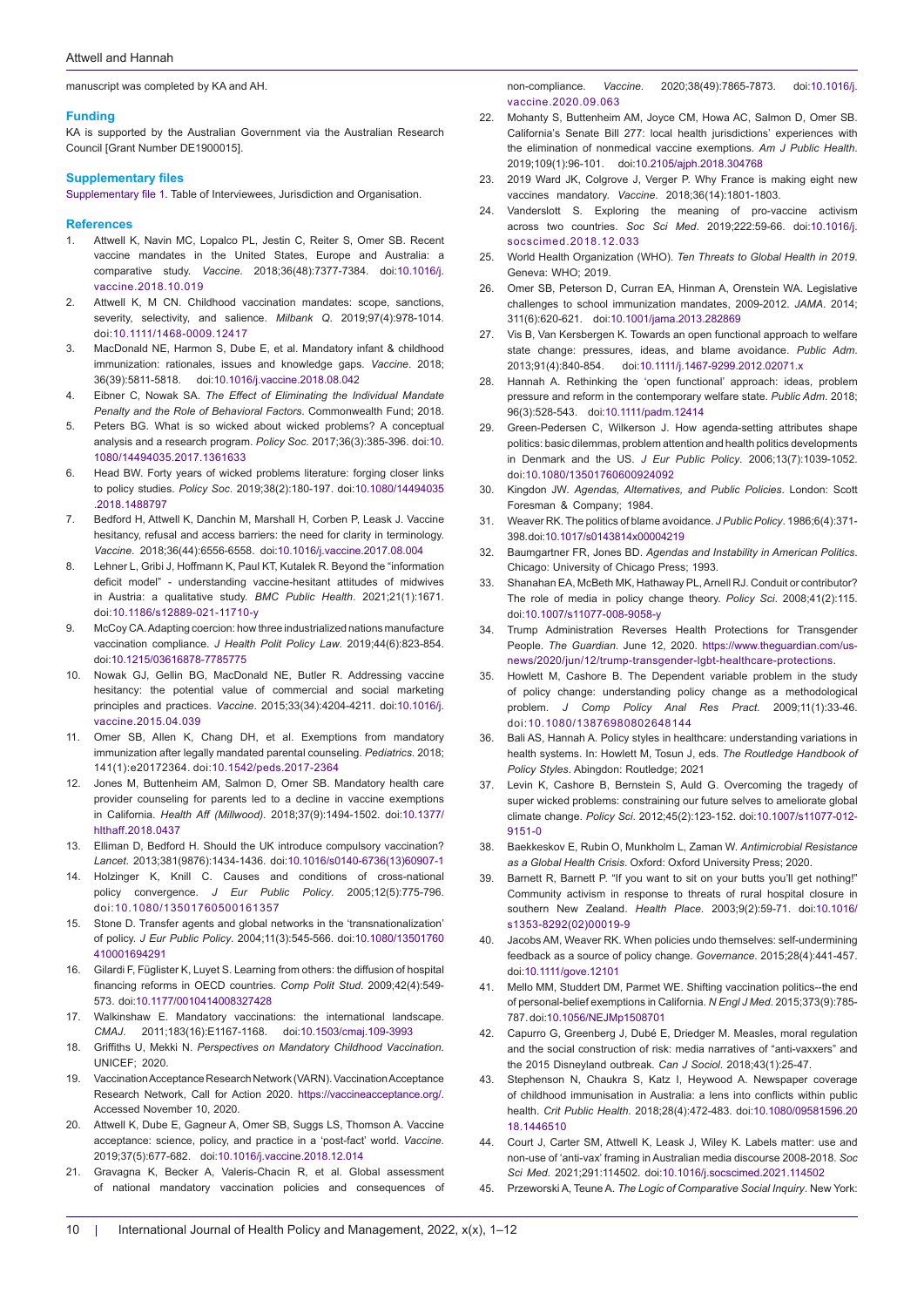manuscript was completed by KA and AH.

## Funding

KA is supported by the Australian Government via the Australian Research Council [Grant Number DE1900015].

## Supplementary files

Supplementary file 1. Table of Interviewees, Jurisdiction and Organisation.

## References

1. Attwell K, Navin MC, Lopalco PL, Jestin C, Reiter S, Omer SB. Recent vaccine mandates in the United States, Europe and Australia: a comparative study. *Vaccine*. 2018;36(48):7377-7384. doi:10.1016/j.vaccine.2018.10.019
2. Attwell K, M CN. Childhood vaccination mandates: scope, sanctions, severity, selectivity, and salience. *Milbank Q*. 2019;97(4):978-1014. doi:10.1111/1468-0009.12417
3. MacDonald NE, Harmon S, Dube E, et al. Mandatory infant & childhood immunization: rationales, issues and knowledge gaps. *Vaccine*. 2018; 36(39):5811-5818. doi:10.1016/j.vaccine.2018.08.042
4. Eibner C, Nowak SA. *The Effect of Eliminating the Individual Mandate Penalty and the Role of Behavioral Factors*. Commonwealth Fund; 2018.
5. Peters BG. What is so wicked about wicked problems? A conceptual analysis and a research program. *Policy Soc*. 2017;36(3):385-396. doi:10.1080/14494035.2017.1361633
6. Head BW. Forty years of wicked problems literature: forging closer links to policy studies. *Policy Soc*. 2019;38(2):180-197. doi:10.1080/14494035.2018.1488797
7. Bedford H, Attwell K, Danchin M, Marshall H, Corben P, Leask J. Vaccine hesitancy, refusal and access barriers: the need for clarity in terminology. *Vaccine*. 2018;36(44):6556-6558. doi:10.1016/j.vaccine.2017.08.004
8. Lehner L, Gribi J, Hoffmann K, Paul KT, Kutalek R. Beyond the "information deficit model" - understanding vaccine-hesitant attitudes of midwives in Austria: a qualitative study. *BMC Public Health*. 2021;21(1):1671. doi:10.1186/s12889-021-11710-y
9. McCoy CA. Adapting coercion: how three industrialized nations manufacture vaccination compliance. *J Health Polit Policy Law*. 2019;44(6):823-854. doi:10.1215/03616878-7785775
10. Nowak GJ, Gellin BG, MacDonald NE, Butler R. Addressing vaccine hesitancy: the potential value of commercial and social marketing principles and practices. *Vaccine*. 2015;33(34):4204-4211. doi:10.1016/j.vaccine.2015.04.039
11. Omer SB, Allen K, Chang DH, et al. Exemptions from mandatory immunization after legally mandated parental counseling. *Pediatrics*. 2018; 141(1):e20172364. doi:10.1542/peds.2017-2364
12. Jones M, Buttenheim AM, Salmon D, Omer SB. Mandatory health care provider counseling for parents led to a decline in vaccine exemptions in California. *Health Aff (Millwood)*. 2018;37(9):1494-1502. doi:10.1377/hlthaff.2018.0437
13. Elliman D, Bedford H. Should the UK introduce compulsory vaccination? *Lancet*. 2013;381(9876):1434-1436. doi:10.1016/s0140-6736(13)60907-1
14. Holzinger K, Knill C. Causes and conditions of cross-national policy convergence. *J Eur Public Policy*. 2005;12(5):775-796. doi:10.1080/13501760500161357
15. Stone D. Transfer agents and global networks in the 'transnationalization' of policy. *J Eur Public Policy*. 2004;11(3):545-566. doi:10.1080/13501760410001694291
16. Gilardi F, Füglister K, Luyet S. Learning from others: the diffusion of hospital financing reforms in OECD countries. *Comp Polit Stud*. 2009;42(4):549-573. doi:10.1177/0010414008327428
17. Walkinshaw E. Mandatory vaccinations: the international landscape. *CMAJ*. 2011;183(16):E1167-1168. doi:10.1503/cmaj.109-3993
18. Griffiths U, Mekki N. *Perspectives on Mandatory Childhood Vaccination*. UNICEF; 2020.
19. Vaccination Acceptance Research Network (VARN). Vaccination Acceptance Research Network, Call for Action 2020. https://vaccineacceptance.org/. Accessed November 10, 2020.
20. Attwell K, Dube E, Gagneur A, Omer SB, Suggs LS, Thomson A. Vaccine acceptance: science, policy, and practice in a 'post-fact' world. *Vaccine*. 2019;37(5):677-682. doi:10.1016/j.vaccine.2018.12.014
21. Gravagna K, Becker A, Valeris-Chacin R, et al. Global assessment of national mandatory vaccination policies and consequences of non-compliance. *Vaccine*. 2020;38(49):7865-7873. doi:10.1016/j.vaccine.2020.09.063
22. Mohanty S, Buttenheim AM, Joyce CM, Howa AC, Salmon D, Omer SB. California's Senate Bill 277: local health jurisdictions' experiences with the elimination of nonmedical vaccine exemptions. *Am J Public Health*. 2019;109(1):96-101. doi:10.2105/ajph.2018.304768
23. 2019 Ward JK, Colgrove J, Verger P. Why France is making eight new vaccines mandatory. *Vaccine*. 2018;36(14):1801-1803.
24. Vanderslott S. Exploring the meaning of pro-vaccine activism across two countries. *Soc Sci Med*. 2019;222:59-66. doi:10.1016/j.socscimed.2018.12.033
25. World Health Organization (WHO). *Ten Threats to Global Health in 2019*. Geneva: WHO; 2019.
26. Omer SB, Peterson D, Curran EA, Hinman A, Orenstein WA. Legislative challenges to school immunization mandates, 2009-2012. *JAMA*. 2014; 311(6):620-621. doi:10.1001/jama.2013.282869
27. Vis B, Van Kersbergen K. Towards an open functional approach to welfare state change: pressures, ideas, and blame avoidance. *Public Adm*. 2013;91(4):840-854. doi:10.1111/j.1467-9299.2012.02071.x
28. Hannah A. Rethinking the 'open functional' approach: ideas, problem pressure and reform in the contemporary welfare state. *Public Adm*. 2018; 96(3):528-543. doi:10.1111/padm.12414
29. Green-Pedersen C, Wilkerson J. How agenda-setting attributes shape politics: basic dilemmas, problem attention and health politics developments in Denmark and the US. *J Eur Public Policy*. 2006;13(7):1039-1052. doi:10.1080/13501760600924092
30. Kingdon JW. *Agendas, Alternatives, and Public Policies*. London: Scott Foresman & Company; 1984.
31. Weaver RK. The politics of blame avoidance. *J Public Policy*. 1986;6(4):371-398.doi:10.1017/s0143814x00004219
32. Baumgartner FR, Jones BD. *Agendas and Instability in American Politics*. Chicago: University of Chicago Press; 1993.
33. Shanahan EA, McBeth MK, Hathaway PL, Arnell RJ. Conduit or contributor? The role of media in policy change theory. *Policy Sci*. 2008;41(2):115. doi:10.1007/s11077-008-9058-y
34. Trump Administration Reverses Health Protections for Transgender People. *The Guardian*. June 12, 2020. https://www.theguardian.com/us-news/2020/jun/12/trump-transgender-lgbt-healthcare-protections.
35. Howlett M, Cashore B. The Dependent variable problem in the study of policy change: understanding policy change as a methodological problem. *J Comp Policy Anal Res Pract*. 2009;11(1):33-46. doi:10.1080/13876980802648144
36. Bali AS, Hannah A. Policy styles in healthcare: understanding variations in health systems. In: Howlett M, Tosun J, eds. *The Routledge Handbook of Policy Styles*. Abingdon: Routledge; 2021
37. Levin K, Cashore B, Bernstein S, Auld G. Overcoming the tragedy of super wicked problems: constraining our future selves to ameliorate global climate change. *Policy Sci*. 2012;45(2):123-152. doi:10.1007/s11077-012-9151-0
38. Baekkeskov E, Rubin O, Munkholm L, Zaman W. *Antimicrobial Resistance as a Global Health Crisis*. Oxford: Oxford University Press; 2020.
39. Barnett R, Barnett P. "If you want to sit on your butts you'll get nothing!" Community activism in response to threats of rural hospital closure in southern New Zealand. *Health Place*. 2003;9(2):59-71. doi:10.1016/s1353-8292(02)00019-9
40. Jacobs AM, Weaver RK. When policies undo themselves: self-undermining feedback as a source of policy change. *Governance*. 2015;28(4):441-457. doi:10.1111/gove.12101
41. Mello MM, Studdert DM, Parmet WE. Shifting vaccination politics--the end of personal-belief exemptions in California. *N Engl J Med*. 2015;373(9):785-787. doi:10.1056/NEJMp1508701
42. Capurro G, Greenberg J, Dubé E, Driedger M. Measles, moral regulation and the social construction of risk: media narratives of "anti-vaxxers" and the 2015 Disneyland outbreak. *Can J Sociol*. 2018;43(1):25-47.
43. Stephenson N, Chaukra S, Katz I, Heywood A. Newspaper coverage of childhood immunisation in Australia: a lens into conflicts within public health. *Crit Public Health*. 2018;28(4):472-483. doi:10.1080/09581596.2018.1446510
44. Court J, Carter SM, Attwell K, Leask J, Wiley K. Labels matter: use and non-use of 'anti-vax' framing in Australian media discourse 2008-2018. *Soc Sci Med*. 2021;291:114502. doi:10.1016/j.socscimed.2021.114502
45. Przeworski A, Teune A. *The Logic of Comparative Social Inquiry*. New York: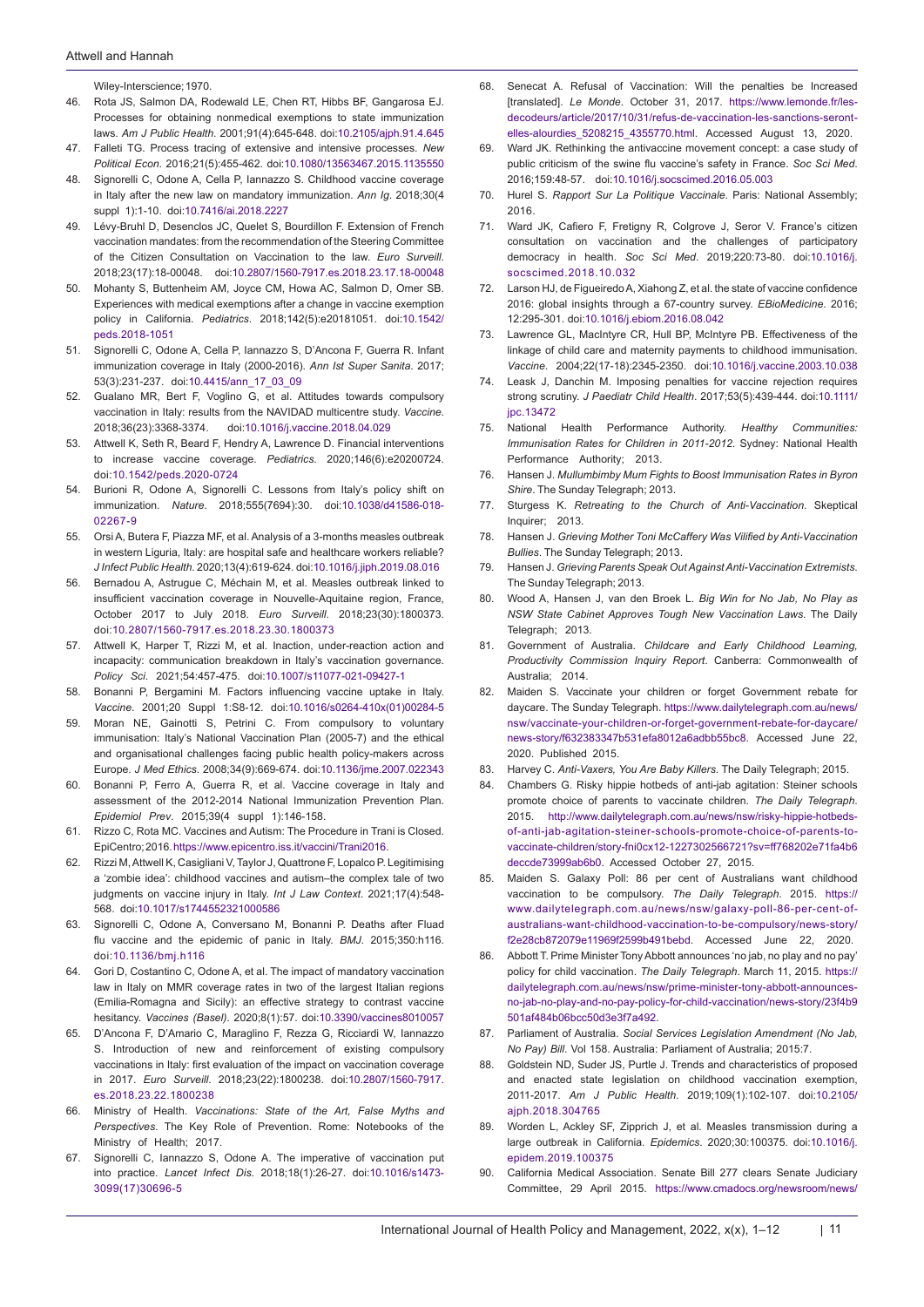Wiley-Interscience; 1970.

46. Rota JS, Salmon DA, Rodewald LE, Chen RT, Hibbs BF, Gangarosa EJ. Processes for obtaining nonmedical exemptions to state immunization laws. *Am J Public Health*. 2001;91(4):645-648. doi:10.2105/ajph.91.4.645
47. Falleti TG. Process tracing of extensive and intensive processes. *New Political Econ*. 2016;21(5):455-462. doi:10.1080/13563467.2015.1135550
48. Signorelli C, Odone A, Cella P, Iannazzo S. Childhood vaccine coverage in Italy after the new law on mandatory immunization. *Ann Ig*. 2018;30(4 suppl 1):1-10. doi:10.7416/ai.2018.2227
49. Lévy-Bruhl D, Desenclos JC, Quelet S, Bourdillon F. Extension of French vaccination mandates: from the recommendation of the Steering Committee of the Citizen Consultation on Vaccination to the law. *Euro Surveill*. 2018;23(17):18-00048. doi:10.2807/1560-7917.es.2018.23.17.18-00048
50. Mohanty S, Buttenheim AM, Joyce CM, Howa AC, Salmon D, Omer SB. Experiences with medical exemptions after a change in vaccine exemption policy in California. *Pediatrics*. 2018;142(5):e20181051. doi:10.1542/peds.2018-1051
51. Signorelli C, Odone A, Cella P, Iannazzo S, D'Ancona F, Guerra R. Infant immunization coverage in Italy (2000-2016). *Ann Ist Super Sanita*. 2017; 53(3):231-237. doi:10.4415/ann_17_03_09
52. Gualano MR, Bert F, Voglino G, et al. Attitudes towards compulsory vaccination in Italy: results from the NAVIDAD multicentre study. *Vaccine*. 2018;36(23):3368-3374. doi:10.1016/j.vaccine.2018.04.029
53. Attwell K, Seth R, Beard F, Hendry A, Lawrence D. Financial interventions to increase vaccine coverage. *Pediatrics*. 2020;146(6):e20200724. doi:10.1542/peds.2020-0724
54. Burioni R, Odone A, Signorelli C. Lessons from Italy's policy shift on immunization. *Nature*. 2018;555(7694):30. doi:10.1038/d41586-018-02267-9
55. Orsi A, Butera F, Piazza MF, et al. Analysis of a 3-months measles outbreak in western Liguria, Italy: are hospital safe and healthcare workers reliable? *J Infect Public Health*. 2020;13(4):619-624. doi:10.1016/j.jiph.2019.08.016
56. Bernadou A, Astrugue C, Méchain M, et al. Measles outbreak linked to insufficient vaccination coverage in Nouvelle-Aquitaine region, France, October 2017 to July 2018. *Euro Surveill*. 2018;23(30):1800373. doi:10.2807/1560-7917.es.2018.23.30.1800373
57. Attwell K, Harper T, Rizzi M, et al. Inaction, under-reaction action and incapacity: communication breakdown in Italy's vaccination governance. *Policy Sci*. 2021;54:457-475. doi:10.1007/s11077-021-09427-1
58. Bonanni P, Bergamini M. Factors influencing vaccine uptake in Italy. *Vaccine*. 2001;20 Suppl 1:S8-12. doi:10.1016/s0264-410x(01)00284-5
59. Moran NE, Gainotti S, Petrini C. From compulsory to voluntary immunisation: Italy's National Vaccination Plan (2005-7) and the ethical and organisational challenges facing public health policy-makers across Europe. *J Med Ethics*. 2008;34(9):669-674. doi:10.1136/jme.2007.022343
60. Bonanni P, Ferro A, Guerra R, et al. Vaccine coverage in Italy and assessment of the 2012-2014 National Immunization Prevention Plan. *Epidemiol Prev*. 2015;39(4 suppl 1):146-158.
61. Rizzo C, Rota MC. Vaccines and Autism: The Procedure in Trani is Closed. EpiCentro; 2016. https://www.epicentro.iss.it/vaccini/Trani2016.
62. Rizzi M, Attwell K, Casigliani V, Taylor J, Quattrone F, Lopalco P. Legitimising a 'zombie idea': childhood vaccines and autism–the complex tale of two judgments on vaccine injury in Italy. *Int J Law Context*. 2021;17(4):548-568. doi:10.1017/s1744552321000586
63. Signorelli C, Odone A, Conversano M, Bonanni P. Deaths after Fluad flu vaccine and the epidemic of panic in Italy. *BMJ*. 2015;350:h116. doi:10.1136/bmj.h116
64. Gori D, Costantino C, Odone A, et al. The impact of mandatory vaccination law in Italy on MMR coverage rates in two of the largest Italian regions (Emilia-Romagna and Sicily): an effective strategy to contrast vaccine hesitancy. *Vaccines (Basel)*. 2020;8(1):57. doi:10.3390/vaccines8010057
65. D'Ancona F, D'Amario C, Maraglino F, Rezza G, Ricciardi W, Iannazzo S. Introduction of new and reinforcement of existing compulsory vaccinations in Italy: first evaluation of the impact on vaccination coverage in 2017. *Euro Surveill*. 2018;23(22):1800238. doi:10.2807/1560-7917.es.2018.23.22.1800238
66. Ministry of Health. *Vaccinations: State of the Art, False Myths and Perspectives*. The Key Role of Prevention. Rome: Notebooks of the Ministry of Health; 2017.
67. Signorelli C, Iannazzo S, Odone A. The imperative of vaccination put into practice. *Lancet Infect Dis*. 2018;18(1):26-27. doi:10.1016/s1473-3099(17)30696-5
68. Senecat A. Refusal of Vaccination: Will the penalties be Increased [translated]. *Le Monde*. October 31, 2017. https://www.lemonde.fr/les-decodeurs/article/2017/10/31/refus-de-vaccination-les-sanctions-seront-elles-alourdies_5208215_4355770.html. Accessed August 13, 2020.
69. Ward JK. Rethinking the antivaccine movement concept: a case study of public criticism of the swine flu vaccine's safety in France. *Soc Sci Med*. 2016;159:48-57. doi:10.1016/j.socscimed.2016.05.003
70. Hurel S. *Rapport Sur La Politique Vaccinale*. Paris: National Assembly; 2016.
71. Ward JK, Cafiero F, Fretigny R, Colgrove J, Seror V. France's citizen consultation on vaccination and the challenges of participatory democracy in health. *Soc Sci Med*. 2019;220:73-80. doi:10.1016/j.socscimed.2018.10.032
72. Larson HJ, de Figueiredo A, Xiahong Z, et al. the state of vaccine confidence 2016: global insights through a 67-country survey. *EBioMedicine*. 2016; 12:295-301. doi:10.1016/j.ebiom.2016.08.042
73. Lawrence GL, MacIntyre CR, Hull BP, McIntyre PB. Effectiveness of the linkage of child care and maternity payments to childhood immunisation. *Vaccine*. 2004;22(17-18):2345-2350. doi:10.1016/j.vaccine.2003.10.038
74. Leask J, Danchin M. Imposing penalties for vaccine rejection requires strong scrutiny. *J Paediatr Child Health*. 2017;53(5):439-444. doi:10.1111/jpc.13472
75. National Health Performance Authority. *Healthy Communities: Immunisation Rates for Children in 2011-2012*. Sydney: National Health Performance Authority; 2013.
76. Hansen J. *Mullumbimby Mum Fights to Boost Immunisation Rates in Byron Shire*. The Sunday Telegraph; 2013.
77. Sturgess K. *Retreating to the Church of Anti-Vaccination*. Skeptical Inquirer; 2013.
78. Hansen J. *Grieving Mother Toni McCaffery Was Vilified by Anti-Vaccination Bullies*. The Sunday Telegraph; 2013.
79. Hansen J. *Grieving Parents Speak Out Against Anti-Vaccination Extremists*. The Sunday Telegraph; 2013.
80. Wood A, Hansen J, van den Broek L. *Big Win for No Jab, No Play as NSW State Cabinet Approves Tough New Vaccination Laws*. The Daily Telegraph; 2013.
81. Government of Australia. *Childcare and Early Childhood Learning, Productivity Commission Inquiry Report*. Canberra: Commonwealth of Australia; 2014.
82. Maiden S. Vaccinate your children or forget Government rebate for daycare. The Sunday Telegraph. https://www.dailytelegraph.com.au/news/nsw/vaccinate-your-children-or-forget-government-rebate-for-daycare/news-story/f632383347b531efa8012a6adbb55bc8. Accessed June 22, 2020. Published 2015.
83. Harvey C. *Anti-Vaxers, You Are Baby Killers*. The Daily Telegraph; 2015.
84. Chambers G. Risky hippie hotbeds of anti-jab agitation: Steiner schools promote choice of parents to vaccinate children. *The Daily Telegraph*. 2015. http://www.dailytelegraph.com.au/news/nsw/risky-hippie-hotbeds-of-anti-jab-agitation-steiner-schools-promote-choice-of-parents-to-vaccinate-children/story-fni0cx12-1227302566721?sv=ff768202e71fa4b6deccde73999ab6b0. Accessed October 27, 2015.
85. Maiden S. Galaxy Poll: 86 per cent of Australians want childhood vaccination to be compulsory. *The Daily Telegraph*. 2015. https://www.dailytelegraph.com.au/news/nsw/galaxy-poll-86-per-cent-of-australians-want-childhood-vaccination-to-be-compulsory/news-story/f2e28cb872079e11969f2599b491bebd. Accessed June 22, 2020.
86. Abbott T. Prime Minister Tony Abbott announces 'no jab, no play and no pay' policy for child vaccination. *The Daily Telegraph*. March 11, 2015. https://dailytelegraph.com.au/news/nsw/prime-minister-tony-abbott-announces-no-jab-no-play-and-no-pay-policy-for-child-vaccination/news-story/23f4b9501af484b06bcc50d3e3f7a492.
87. Parliament of Australia. *Social Services Legislation Amendment (No Jab, No Pay) Bill*. Vol 158. Australia: Parliament of Australia; 2015:7.
88. Goldstein ND, Suder JS, Purtle J. Trends and characteristics of proposed and enacted state legislation on childhood vaccination exemption, 2011-2017. *Am J Public Health*. 2019;109(1):102-107. doi:10.2105/ajph.2018.304765
89. Worden L, Ackley SF, Zipprich J, et al. Measles transmission during a large outbreak in California. *Epidemics*. 2020;30:100375. doi:10.1016/j.epidem.2019.100375
90. California Medical Association. Senate Bill 277 clears Senate Judiciary Committee, 29 April 2015. https://www.cmadocs.org/newsroom/news/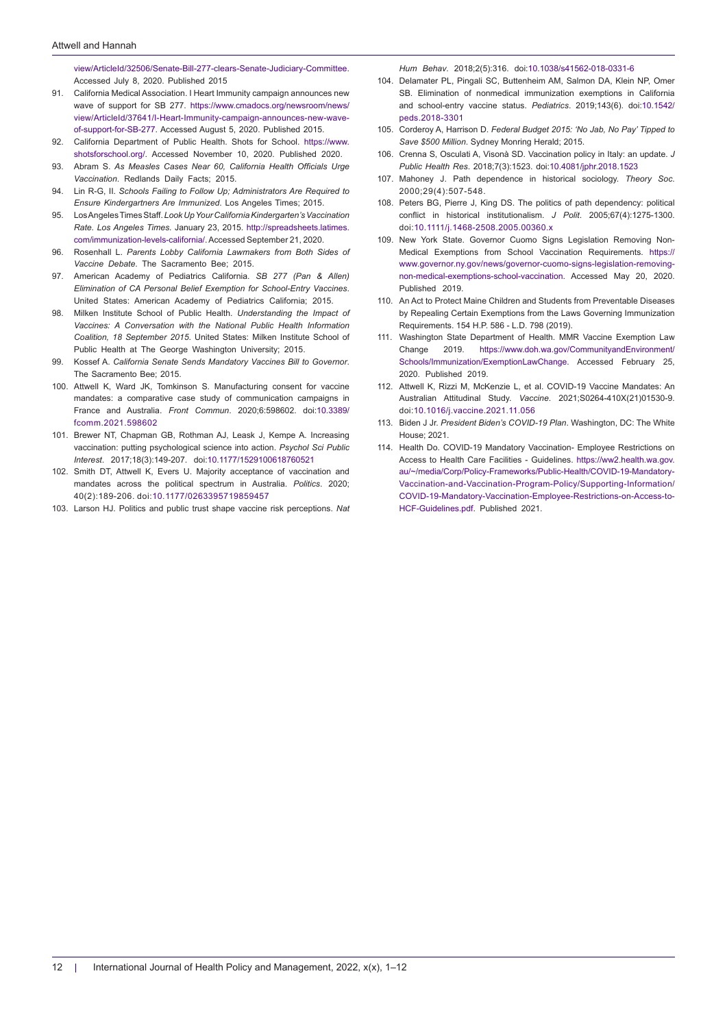view/ArticleId/32506/Senate-Bill-277-clears-Senate-Judiciary-Committee. Accessed July 8, 2020. Published 2015

91. California Medical Association. I Heart Immunity campaign announces new wave of support for SB 277. https://www.cmadocs.org/newsroom/news/view/ArticleId/37641/I-Heart-Immunity-campaign-announces-new-wave-of-support-for-SB-277. Accessed August 5, 2020. Published 2015.
92. California Department of Public Health. Shots for School. https://www.shotsforschool.org/. Accessed November 10, 2020. Published 2020.
93. Abram S. *As Measles Cases Near 60, California Health Officials Urge Vaccination*. Redlands Daily Facts; 2015.
94. Lin R-G, II. *Schools Failing to Follow Up; Administrators Are Required to Ensure Kindergartners Are Immunized*. Los Angeles Times; 2015.
95. Los Angeles Times Staff. *Look Up Your California Kindergarten's Vaccination Rate*. *Los Angeles Times*. January 23, 2015. http://spreadsheets.latimes.com/immunization-levels-california/. Accessed September 21, 2020.
96. Rosenhall L. *Parents Lobby California Lawmakers from Both Sides of Vaccine Debate*. The Sacramento Bee; 2015.
97. American Academy of Pediatrics California. *SB 277 (Pan & Allen) Elimination of CA Personal Belief Exemption for School-Entry Vaccines*. United States: American Academy of Pediatrics California; 2015.
98. Milken Institute School of Public Health. *Understanding the Impact of Vaccines: A Conversation with the National Public Health Information Coalition, 18 September 2015*. United States: Milken Institute School of Public Health at The George Washington University; 2015.
99. Kossef A. *California Senate Sends Mandatory Vaccines Bill to Governor*. The Sacramento Bee; 2015.
100. Attwell K, Ward JK, Tomkinson S. Manufacturing consent for vaccine mandates: a comparative case study of communication campaigns in France and Australia. *Front Commun*. 2020;6:598602. doi:10.3389/fcomm.2021.598602
101. Brewer NT, Chapman GB, Rothman AJ, Leask J, Kempe A. Increasing vaccination: putting psychological science into action. *Psychol Sci Public Interest*. 2017;18(3):149-207. doi:10.1177/1529100618760521
102. Smith DT, Attwell K, Evers U. Majority acceptance of vaccination and mandates across the political spectrum in Australia. *Politics*. 2020; 40(2):189-206. doi:10.1177/0263395719859457
103. Larson HJ. Politics and public trust shape vaccine risk perceptions. *Nat Hum Behav*. 2018;2(5):316. doi:10.1038/s41562-018-0331-6
104. Delamater PL, Pingali SC, Buttenheim AM, Salmon DA, Klein NP, Omer SB. Elimination of nonmedical immunization exemptions in California and school-entry vaccine status. *Pediatrics*. 2019;143(6). doi:10.1542/peds.2018-3301
105. Corderoy A, Harrison D. *Federal Budget 2015: 'No Jab, No Pay' Tipped to Save $500 Million*. Sydney Monring Herald; 2015.
106. Crenna S, Osculati A, Visonà SD. Vaccination policy in Italy: an update. *J Public Health Res*. 2018;7(3):1523. doi:10.4081/jphr.2018.1523
107. Mahoney J. Path dependence in historical sociology. *Theory Soc*. 2000;29(4):507-548.
108. Peters BG, Pierre J, King DS. The politics of path dependency: political conflict in historical institutionalism. *J Polit*. 2005;67(4):1275-1300. doi:10.1111/j.1468-2508.2005.00360.x
109. New York State. Governor Cuomo Signs Legislation Removing Non-Medical Exemptions from School Vaccination Requirements. https://www.governor.ny.gov/news/governor-cuomo-signs-legislation-removing-non-medical-exemptions-school-vaccination. Accessed May 20, 2020. Published 2019.
110. An Act to Protect Maine Children and Students from Preventable Diseases by Repealing Certain Exemptions from the Laws Governing Immunization Requirements. 154 H.P. 586 - L.D. 798 (2019).
111. Washington State Department of Health. MMR Vaccine Exemption Law Change 2019. https://www.doh.wa.gov/CommunityandEnvironment/Schools/Immunization/ExemptionLawChange. Accessed February 25, 2020. Published 2019.
112. Attwell K, Rizzi M, McKenzie L, et al. COVID-19 Vaccine Mandates: An Australian Attitudinal Study. *Vaccine*. 2021;S0264-410X(21)01530-9. doi:10.1016/j.vaccine.2021.11.056
113. Biden J Jr. *President Biden's COVID-19 Plan*. Washington, DC: The White House; 2021.
114. Health Do. COVID-19 Mandatory Vaccination- Employee Restrictions on Access to Health Care Facilities - Guidelines. https://ww2.health.wa.gov.au/~/media/Corp/Policy-Frameworks/Public-Health/COVID-19-Mandatory-Vaccination-and-Vaccination-Program-Policy/Supporting-Information/COVID-19-Mandatory-Vaccination-Employee-Restrictions-on-Access-to-HCF-Guidelines.pdf. Published 2021.